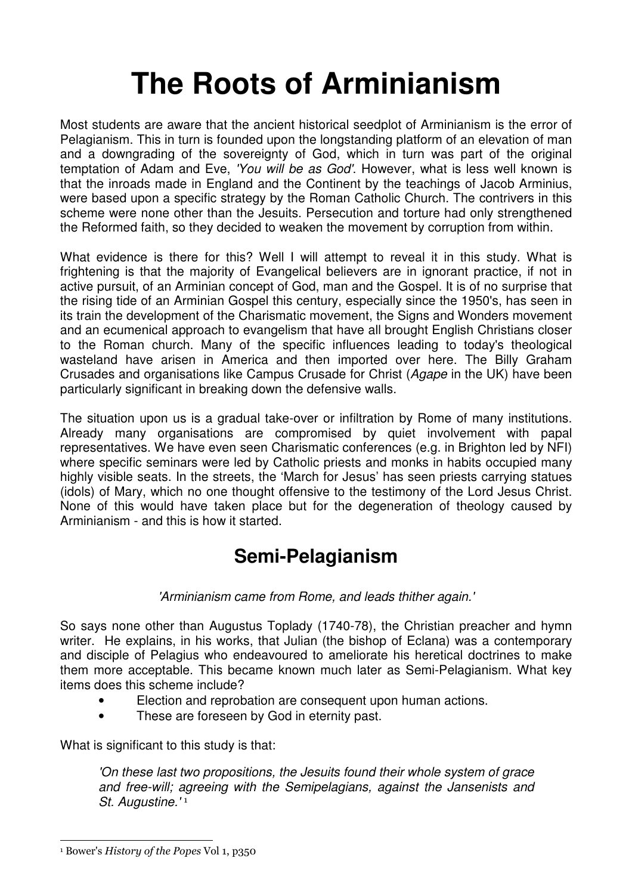# The Roots of Arminianism

Most students are aware that the ancient historical seedplot of Arminianism is the error of Pelagianism. This in turn is founded upon the longstanding platform of an elevation of man and a downgrading of the sovereignty of God, which in turn was part of the original temptation of Adam and Eve, *'You will be as God'*. However, what is less well known is that the inroads made in England and the Continent by the teachings of Jacob Arminius, were based upon a specific strategy by the Roman Catholic Church. The contrivers in this scheme were none other than the Jesuits. Persecution and torture had only strengthened the Reformed faith, so they decided to weaken the movement by corruption from within.

What evidence is there for this? Well I will attempt to reveal it in this study. What is frightening is that the majority of Evangelical believers are in ignorant practice, if not in active pursuit, of an Arminian concept of God, man and the Gospel. It is of no surprise that the rising tide of an Arminian Gospel this century, especially since the 1950's, has seen in its train the development of the Charismatic movement, the Signs and Wonders movement and an ecumenical approach to evangelism that have all brought English Christians closer to the Roman church. Many of the specific influences leading to today's theological wasteland have arisen in America and then imported over here. The Billy Graham Crusades and organisations like Campus Crusade for Christ (*Agape* in the UK) have been particularly significant in breaking down the defensive walls.

The situation upon us is a gradual take-over or infiltration by Rome of many institutions. Already many organisations are compromised by quiet involvement with papal representatives. We have even seen Charismatic conferences (e.g. in Brighton led by NFI) where specific seminars were led by Catholic priests and monks in habits occupied many highly visible seats. In the streets, the 'March for Jesus' has seen priests carrying statues (idols) of Mary, which no one thought offensive to the testimony of the Lord Jesus Christ. None of this would have taken place but for the degeneration of theology caused by Arminianism - and this is how it started.

## Semi-Pelagianism

*'Arminianism came from Rome, and leads thither again.'*

So says none other than Augustus Toplady (1740-78), the Christian preacher and hymn writer. He explains, in his works, that Julian (the bishop of Eclana) was a contemporary and disciple of Pelagius who endeavoured to ameliorate his heretical doctrines to make them more acceptable. This became known much later as Semi-Pelagianism. What key items does this scheme include?

- Election and reprobation are consequent upon human actions.
- These are foreseen by God in eternity past.

What is significant to this study is that:

> *'On these last two propositions, the Jesuits found their whole system of grace and free-will; agreeing with the Semipelagians, against the Jansenists and St. Augustine.'* [1]

[1] Bower's *History of the Popes* Vol 1, p350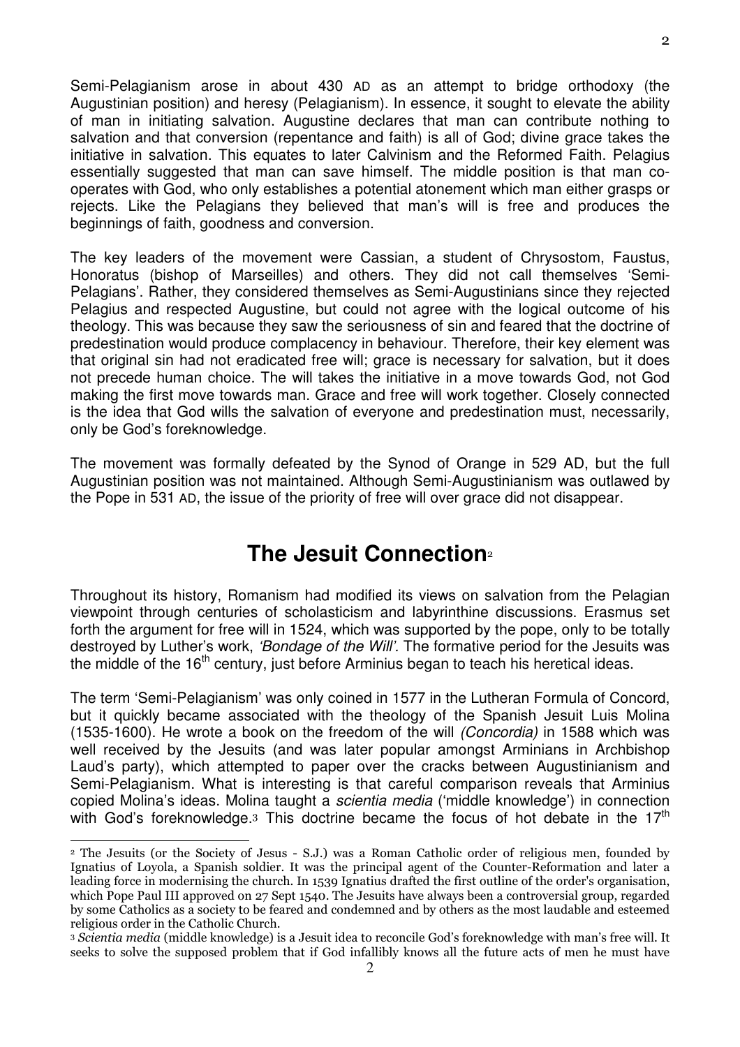Semi-Pelagianism arose in about 430 AD as an attempt to bridge orthodoxy (the Augustinian position) and heresy (Pelagianism). In essence, it sought to elevate the ability of man in initiating salvation. Augustine declares that man can contribute nothing to salvation and that conversion (repentance and faith) is all of God; divine grace takes the initiative in salvation. This equates to later Calvinism and the Reformed Faith. Pelagius essentially suggested that man can save himself. The middle position is that man co-operates with God, who only establishes a potential atonement which man either grasps or rejects. Like the Pelagians they believed that man's will is free and produces the beginnings of faith, goodness and conversion.

The key leaders of the movement were Cassian, a student of Chrysostom, Faustus, Honoratus (bishop of Marseilles) and others. They did not call themselves 'Semi-Pelagians'. Rather, they considered themselves as Semi-Augustinians since they rejected Pelagius and respected Augustine, but could not agree with the logical outcome of his theology. This was because they saw the seriousness of sin and feared that the doctrine of predestination would produce complacency in behaviour. Therefore, their key element was that original sin had not eradicated free will; grace is necessary for salvation, but it does not precede human choice. The will takes the initiative in a move towards God, not God making the first move towards man. Grace and free will work together. Closely connected is the idea that God wills the salvation of everyone and predestination must, necessarily, only be God's foreknowledge.

The movement was formally defeated by the Synod of Orange in 529 AD, but the full Augustinian position was not maintained. Although Semi-Augustinianism was outlawed by the Pope in 531 AD, the issue of the priority of free will over grace did not disappear.

## The Jesuit Connection[2]

Throughout its history, Romanism had modified its views on salvation from the Pelagian viewpoint through centuries of scholasticism and labyrinthine discussions. Erasmus set forth the argument for free will in 1524, which was supported by the pope, only to be totally destroyed by Luther's work, *'Bondage of the Will'.* The formative period for the Jesuits was the middle of the 16th century, just before Arminius began to teach his heretical ideas.

The term 'Semi-Pelagianism' was only coined in 1577 in the Lutheran Formula of Concord, but it quickly became associated with the theology of the Spanish Jesuit Luis Molina (1535-1600). He wrote a book on the freedom of the will *(Concordia)* in 1588 which was well received by the Jesuits (and was later popular amongst Arminians in Archbishop Laud's party), which attempted to paper over the cracks between Augustinianism and Semi-Pelagianism. What is interesting is that careful comparison reveals that Arminius copied Molina's ideas. Molina taught a *scientia media* ('middle knowledge') in connection with God's foreknowledge.[3] This doctrine became the focus of hot debate in the 17th

---

[2] The Jesuits (or the Society of Jesus - S.J.) was a Roman Catholic order of religious men, founded by Ignatius of Loyola, a Spanish soldier. It was the principal agent of the Counter-Reformation and later a leading force in modernising the church. In 1539 Ignatius drafted the first outline of the order's organisation, which Pope Paul III approved on 27 Sept 1540. The Jesuits have always been a controversial group, regarded by some Catholics as a society to be feared and condemned and by others as the most laudable and esteemed religious order in the Catholic Church.

[3] *Scientia media* (middle knowledge) is a Jesuit idea to reconcile God's foreknowledge with man's free will. It seeks to solve the supposed problem that if God infallibly knows all the future acts of men he must have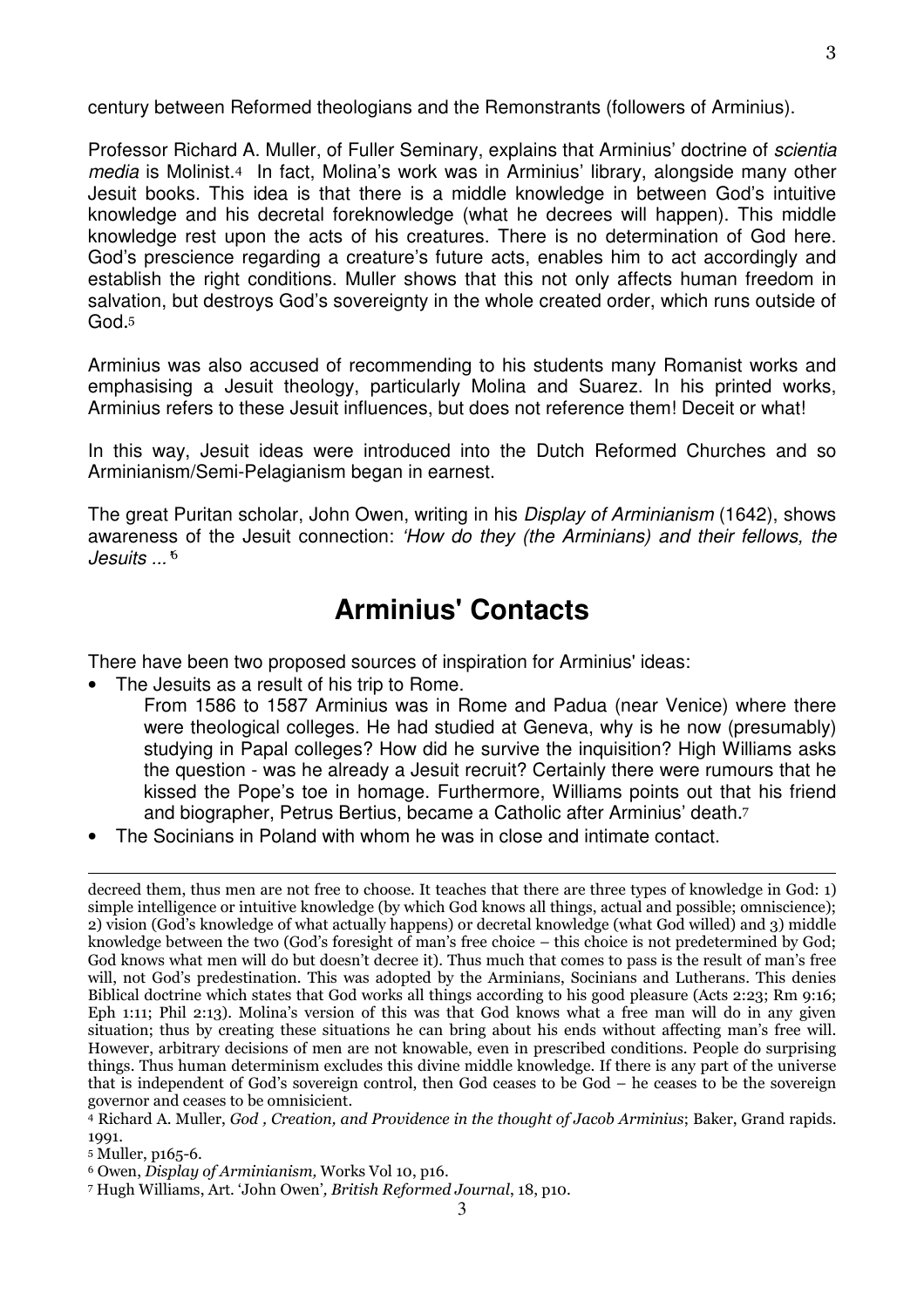century between Reformed theologians and the Remonstrants (followers of Arminius).

Professor Richard A. Muller, of Fuller Seminary, explains that Arminius' doctrine of *scientia media* is Molinist.[4] In fact, Molina's work was in Arminius' library, alongside many other Jesuit books. This idea is that there is a middle knowledge in between God's intuitive knowledge and his decretal foreknowledge (what he decrees will happen). This middle knowledge rest upon the acts of his creatures. There is no determination of God here. God's prescience regarding a creature's future acts, enables him to act accordingly and establish the right conditions. Muller shows that this not only affects human freedom in salvation, but destroys God's sovereignty in the whole created order, which runs outside of God.[5]

Arminius was also accused of recommending to his students many Romanist works and emphasising a Jesuit theology, particularly Molina and Suarez. In his printed works, Arminius refers to these Jesuit influences, but does not reference them! Deceit or what!

In this way, Jesuit ideas were introduced into the Dutch Reformed Churches and so Arminianism/Semi-Pelagianism began in earnest.

The great Puritan scholar, John Owen, writing in his *Display of Arminianism* (1642), shows awareness of the Jesuit connection: *'How do they (the Arminians) and their fellows, the Jesuits ...'*[6]

## Arminius' Contacts

There have been two proposed sources of inspiration for Arminius' ideas:

- The Jesuits as a result of his trip to Rome.
  From 1586 to 1587 Arminius was in Rome and Padua (near Venice) where there were theological colleges. He had studied at Geneva, why is he now (presumably) studying in Papal colleges? How did he survive the inquisition? High Williams asks the question - was he already a Jesuit recruit? Certainly there were rumours that he kissed the Pope's toe in homage. Furthermore, Williams points out that his friend and biographer, Petrus Bertius, became a Catholic after Arminius' death.[7]
- The Socinians in Poland with whom he was in close and intimate contact.

---

decreed them, thus men are not free to choose. It teaches that there are three types of knowledge in God: 1) simple intelligence or intuitive knowledge (by which God knows all things, actual and possible; omniscience); 2) vision (God's knowledge of what actually happens) or decretal knowledge (what God willed) and 3) middle knowledge between the two (God's foresight of man's free choice – this choice is not predetermined by God; God knows what men will do but doesn't decree it). Thus much that comes to pass is the result of man's free will, not God's predestination. This was adopted by the Arminians, Socinians and Lutherans. This denies Biblical doctrine which states that God works all things according to his good pleasure (Acts 2:23; Rm 9:16; Eph 1:11; Phil 2:13). Molina's version of this was that God knows what a free man will do in any given situation; thus by creating these situations he can bring about his ends without affecting man's free will. However, arbitrary decisions of men are not knowable, even in prescribed conditions. People do surprising things. Thus human determinism excludes this divine middle knowledge. If there is any part of the universe that is independent of God's sovereign control, then God ceases to be God – he ceases to be the sovereign governor and ceases to be omnisicient.

[4] Richard A. Muller, *God , Creation, and Providence in the thought of Jacob Arminius*; Baker, Grand rapids. 1991.

[5] Muller, p165-6.

[6] Owen, *Display of Arminianism,* Works Vol 10, p16.

[7] Hugh Williams, Art. 'John Owen'*, British Reformed Journal*, 18, p10.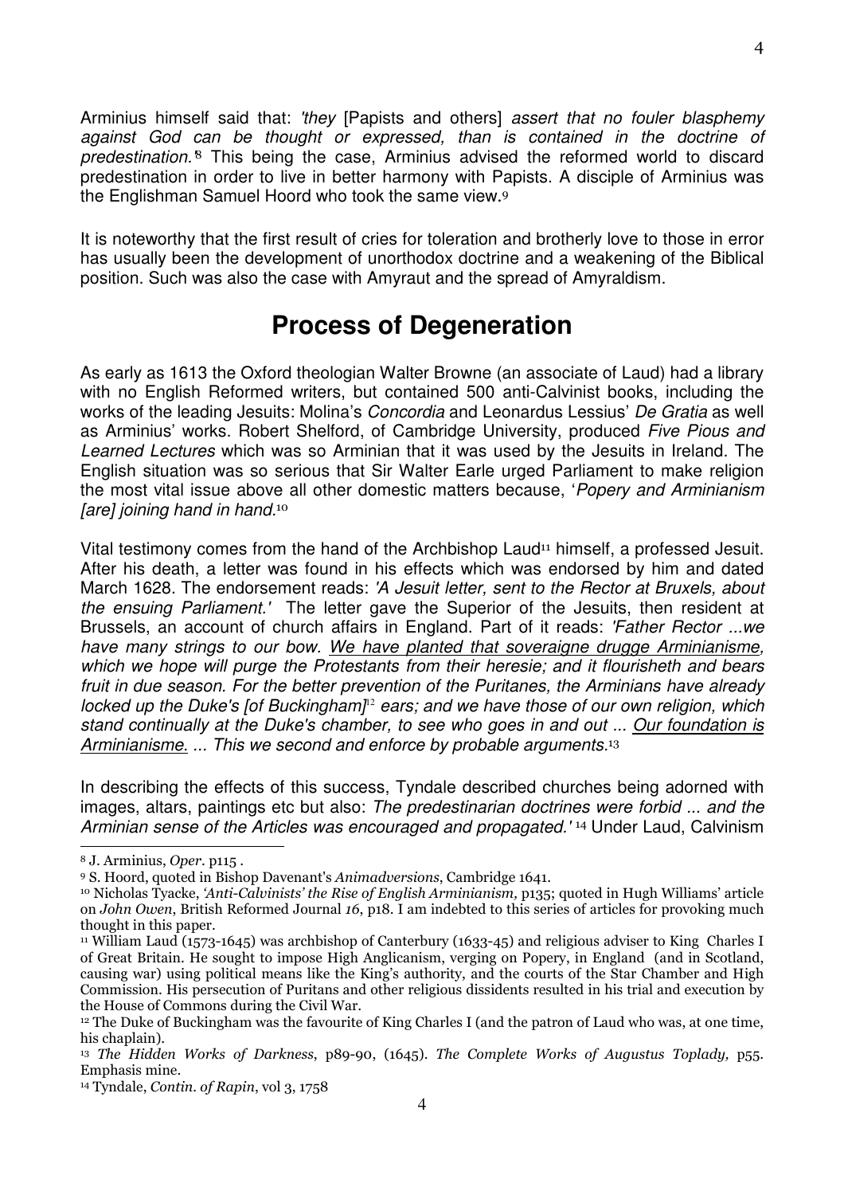Arminius himself said that: *'they* [Papists and others] *assert that no fouler blasphemy against God can be thought or expressed, than is contained in the doctrine of predestination.'*[8] This being the case, Arminius advised the reformed world to discard predestination in order to live in better harmony with Papists. A disciple of Arminius was the Englishman Samuel Hoord who took the same view.[9]

It is noteworthy that the first result of cries for toleration and brotherly love to those in error has usually been the development of unorthodox doctrine and a weakening of the Biblical position. Such was also the case with Amyraut and the spread of Amyraldism.

## Process of Degeneration

As early as 1613 the Oxford theologian Walter Browne (an associate of Laud) had a library with no English Reformed writers, but contained 500 anti-Calvinist books, including the works of the leading Jesuits: Molina's *Concordia* and Leonardus Lessius' *De Gratia* as well as Arminius' works. Robert Shelford, of Cambridge University, produced *Five Pious and Learned Lectures* which was so Arminian that it was used by the Jesuits in Ireland. The English situation was so serious that Sir Walter Earle urged Parliament to make religion the most vital issue above all other domestic matters because, '*Popery and Arminianism [are] joining hand in hand.*[10]

Vital testimony comes from the hand of the Archbishop Laud[11] himself, a professed Jesuit. After his death, a letter was found in his effects which was endorsed by him and dated March 1628. The endorsement reads: *'A Jesuit letter, sent to the Rector at Bruxels, about the ensuing Parliament.'* The letter gave the Superior of the Jesuits, then resident at Brussels, an account of church affairs in England. Part of it reads: *'Father Rector ...we have many strings to our bow. <u>We have planted that soveraigne drugge Arminianisme</u>, which we hope will purge the Protestants from their heresie; and it flourisheth and bears fruit in due season. For the better prevention of the Puritanes, the Arminians have already locked up the Duke's [of Buckingham]*[12] *ears; and we have those of our own religion, which stand continually at the Duke's chamber, to see who goes in and out ... <u>Our foundation is Arminianisme.</u> ... This we second and enforce by probable arguments.*[13]

In describing the effects of this success, Tyndale described churches being adorned with images, altars, paintings etc but also: *The predestinarian doctrines were forbid ... and the Arminian sense of the Articles was encouraged and propagated.'* [14] Under Laud, Calvinism

---

[8] J. Arminius, *Oper*. p115 .

[9] S. Hoord, quoted in Bishop Davenant's *Animadversions*, Cambridge 1641.

[10] Nicholas Tyacke, *'Anti-Calvinists' the Rise of English Arminianism,* p135; quoted in Hugh Williams' article on *John Owen*, British Reformed Journal *16*, p18. I am indebted to this series of articles for provoking much thought in this paper.

[11] William Laud (1573-1645) was archbishop of Canterbury (1633-45) and religious adviser to King Charles I of Great Britain. He sought to impose High Anglicanism, verging on Popery, in England (and in Scotland, causing war) using political means like the King's authority, and the courts of the Star Chamber and High Commission. His persecution of Puritans and other religious dissidents resulted in his trial and execution by the House of Commons during the Civil War.

[12] The Duke of Buckingham was the favourite of King Charles I (and the patron of Laud who was, at one time, his chaplain).

[13] *The Hidden Works of Darkness*, p89-90, (1645). *The Complete Works of Augustus Toplady,* p55. Emphasis mine.

[14] Tyndale, *Contin. of Rapin*, vol 3, 1758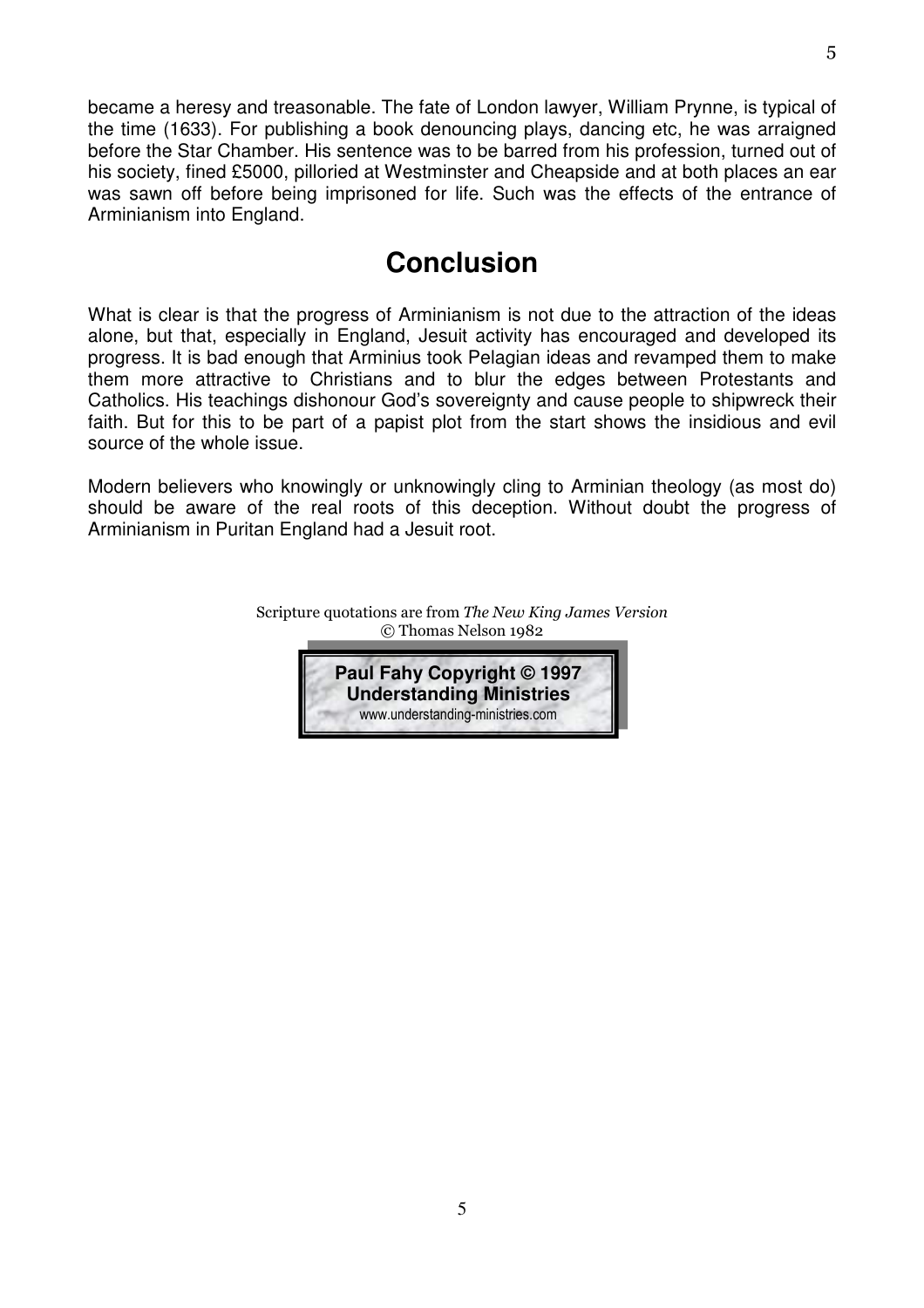became a heresy and treasonable. The fate of London lawyer, William Prynne, is typical of the time (1633). For publishing a book denouncing plays, dancing etc, he was arraigned before the Star Chamber. His sentence was to be barred from his profession, turned out of his society, fined £5000, pilloried at Westminster and Cheapside and at both places an ear was sawn off before being imprisoned for life. Such was the effects of the entrance of Arminianism into England.

## Conclusion

What is clear is that the progress of Arminianism is not due to the attraction of the ideas alone, but that, especially in England, Jesuit activity has encouraged and developed its progress. It is bad enough that Arminius took Pelagian ideas and revamped them to make them more attractive to Christians and to blur the edges between Protestants and Catholics. His teachings dishonour God's sovereignty and cause people to shipwreck their faith. But for this to be part of a papist plot from the start shows the insidious and evil source of the whole issue.

Modern believers who knowingly or unknowingly cling to Arminian theology (as most do) should be aware of the real roots of this deception. Without doubt the progress of Arminianism in Puritan England had a Jesuit root.

Scripture quotations are from *The New King James Version*
© Thomas Nelson 1982

**Paul Fahy Copyright © 1997**
**Understanding Ministries**
www.understanding-ministries.com